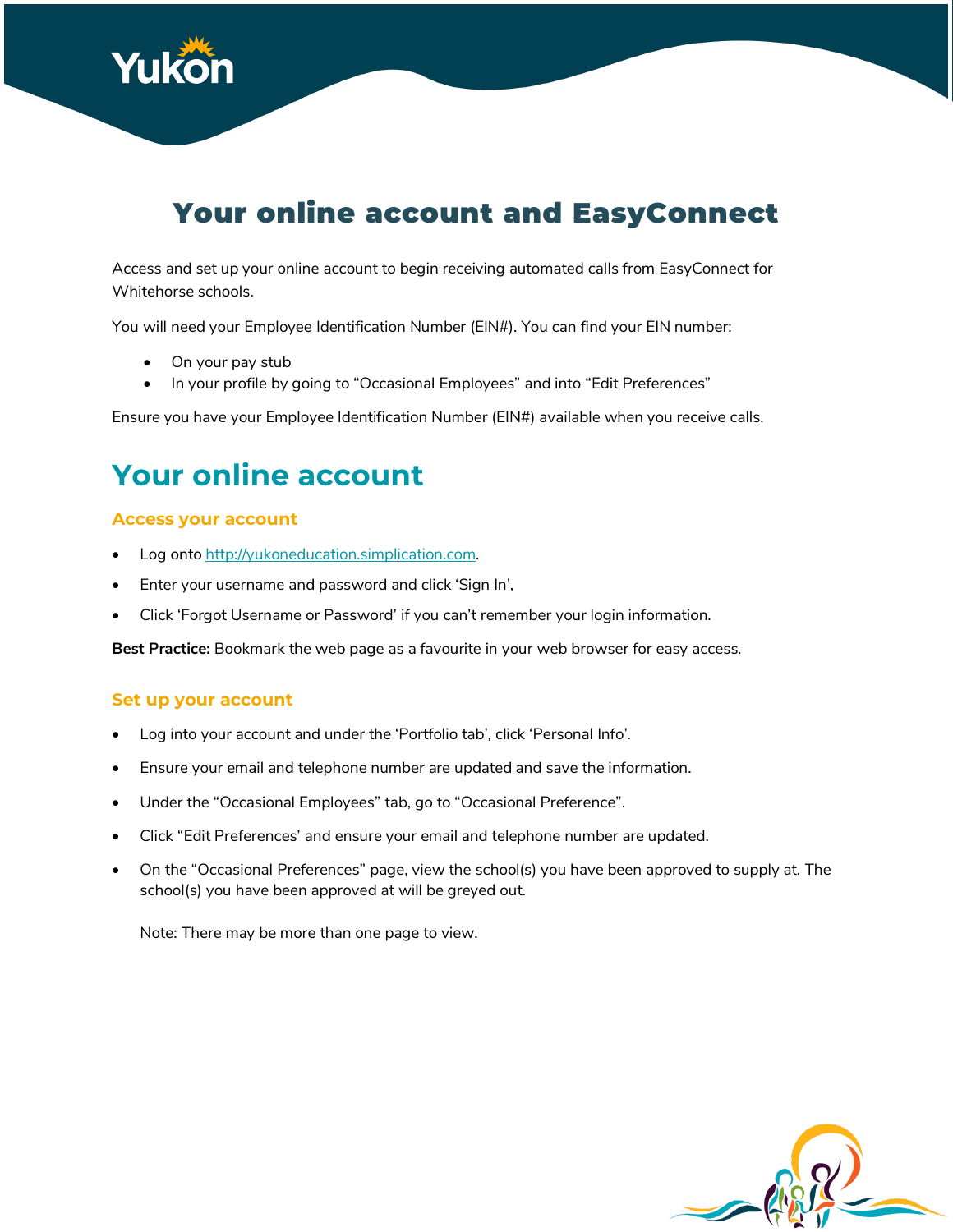# Your online account and EasyConnect

Access and set up your online account to begin receiving automated calls from EasyConnect for Whitehorse schools.

You will need your Employee Identification Number (EIN#). You can find your EIN number:

- On your pay stub
- In your profile by going to “Occasional Employees” and into “Edit Preferences”

Ensure you have your Employee Identification Number (EIN#) available when you receive calls.

## Your online account

### Access your account

- Log onto [http://yukoneducation.simplication.com](http://yukoneducation.simplication.com).
- Enter your username and password and click ‘Sign In’,
- Click ‘Forgot Username or Password’ if you can’t remember your login information.

**Best Practice:** Bookmark the web page as a favourite in your web browser for easy access.

### Set up your account

- Log into your account and under the ‘Portfolio tab’, click ‘Personal Info’.
- Ensure your email and telephone number are updated and save the information.
- Under the “Occasional Employees” tab, go to “Occasional Preference”.
- Click “Edit Preferences’ and ensure your email and telephone number are updated.
- On the “Occasional Preferences” page, view the school(s) you have been approved to supply at. The school(s) you have been approved at will be greyed out.

  Note: There may be more than one page to view.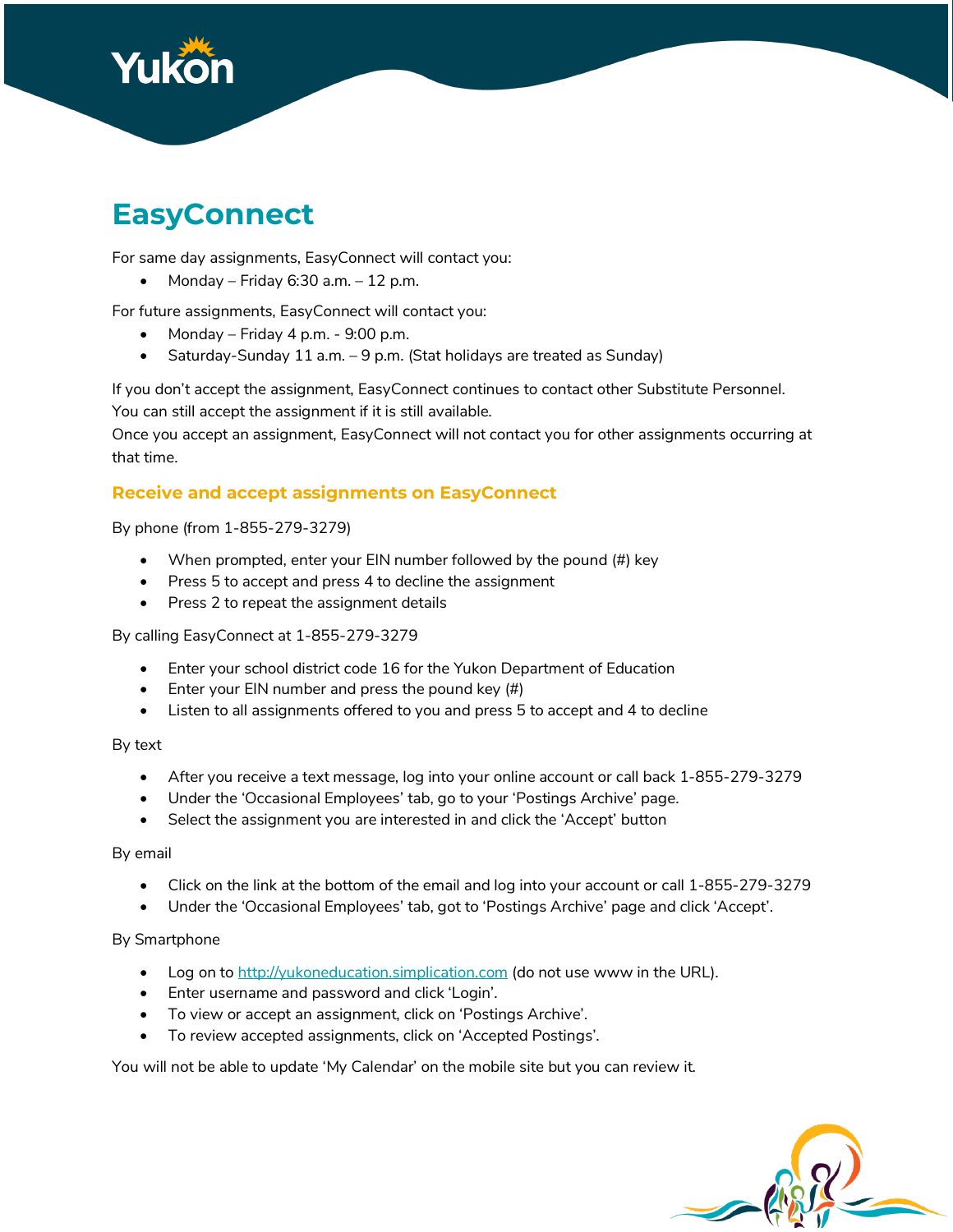# EasyConnect

For same day assignments, EasyConnect will contact you:

- Monday – Friday 6:30 a.m. – 12 p.m.

For future assignments, EasyConnect will contact you:

- Monday – Friday 4 p.m. - 9:00 p.m.
- Saturday-Sunday 11 a.m. – 9 p.m. (Stat holidays are treated as Sunday)

If you don't accept the assignment, EasyConnect continues to contact other Substitute Personnel. You can still accept the assignment if it is still available.
Once you accept an assignment, EasyConnect will not contact you for other assignments occurring at that time.

## Receive and accept assignments on EasyConnect

By phone (from 1-855-279-3279)

- When prompted, enter your EIN number followed by the pound (#) key
- Press 5 to accept and press 4 to decline the assignment
- Press 2 to repeat the assignment details

By calling EasyConnect at 1-855-279-3279

- Enter your school district code 16 for the Yukon Department of Education
- Enter your EIN number and press the pound key (#)
- Listen to all assignments offered to you and press 5 to accept and 4 to decline

By text

- After you receive a text message, log into your online account or call back 1-855-279-3279
- Under the 'Occasional Employees' tab, go to your 'Postings Archive' page.
- Select the assignment you are interested in and click the 'Accept' button

By email

- Click on the link at the bottom of the email and log into your account or call 1-855-279-3279
- Under the 'Occasional Employees' tab, got to 'Postings Archive' page and click 'Accept'.

By Smartphone

- Log on to [http://yukoneducation.simplication.com](http://yukoneducation.simplication.com) (do not use www in the URL).
- Enter username and password and click 'Login'.
- To view or accept an assignment, click on 'Postings Archive'.
- To review accepted assignments, click on 'Accepted Postings'.

You will not be able to update 'My Calendar' on the mobile site but you can review it.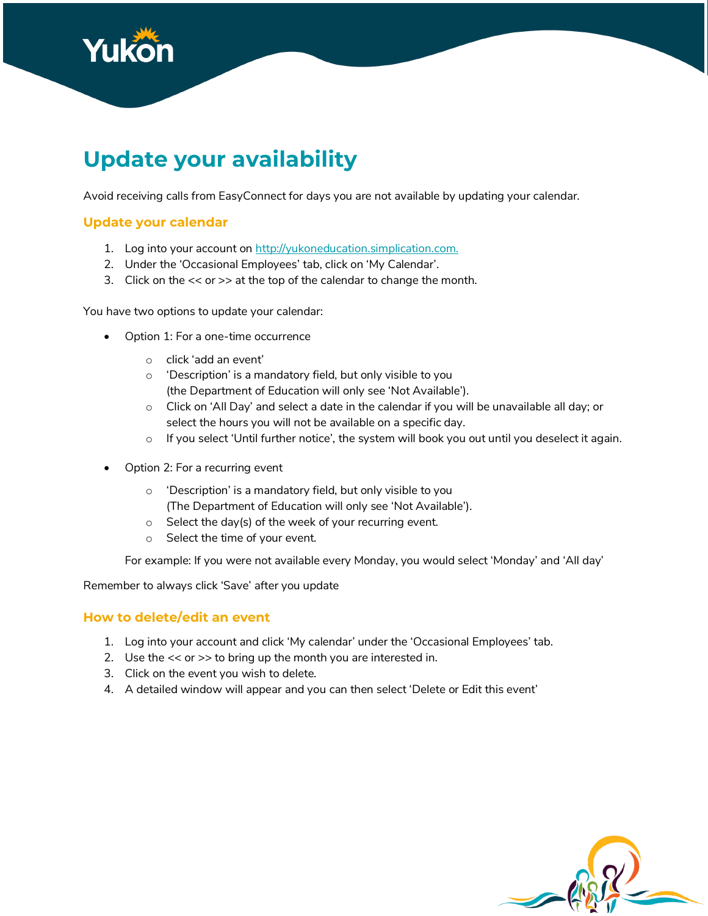# Update your availability

Avoid receiving calls from EasyConnect for days you are not available by updating your calendar.

## Update your calendar

1. Log into your account on [http://yukoneducation.simplication.com.](http://yukoneducation.simplication.com)
2. Under the 'Occasional Employees' tab, click on 'My Calendar'.
3. Click on the << or >> at the top of the calendar to change the month.

You have two options to update your calendar:

- Option 1: For a one-time occurrence
    - click 'add an event'
    - 'Description' is a mandatory field, but only visible to you (the Department of Education will only see 'Not Available').
    - Click on 'All Day' and select a date in the calendar if you will be unavailable all day; or select the hours you will not be available on a specific day.
    - If you select 'Until further notice', the system will book you out until you deselect it again.

- Option 2: For a recurring event
    - 'Description' is a mandatory field, but only visible to you (The Department of Education will only see 'Not Available').
    - Select the day(s) of the week of your recurring event.
    - Select the time of your event.

  For example: If you were not available every Monday, you would select 'Monday' and 'All day'

Remember to always click 'Save' after you update

## How to delete/edit an event

1. Log into your account and click 'My calendar' under the 'Occasional Employees' tab.
2. Use the << or >> to bring up the month you are interested in.
3. Click on the event you wish to delete.
4. A detailed window will appear and you can then select 'Delete or Edit this event'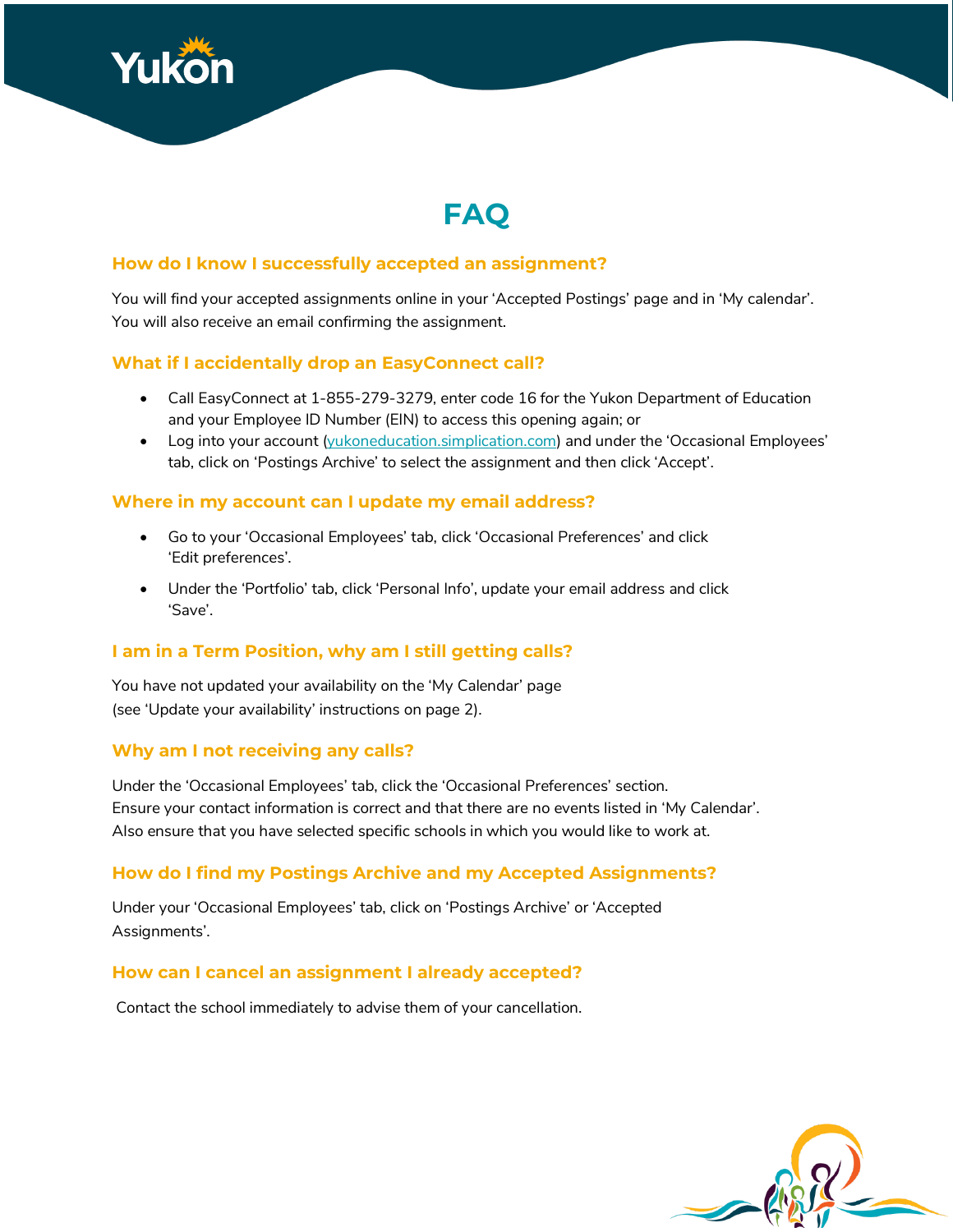# FAQ

## How do I know I successfully accepted an assignment?

You will find your accepted assignments online in your 'Accepted Postings' page and in 'My calendar'. You will also receive an email confirming the assignment.

## What if I accidentally drop an EasyConnect call?

- Call EasyConnect at 1-855-279-3279, enter code 16 for the Yukon Department of Education and your Employee ID Number (EIN) to access this opening again; or
- Log into your account (yukoneducation.simplication.com) and under the 'Occasional Employees' tab, click on 'Postings Archive' to select the assignment and then click 'Accept'.

## Where in my account can I update my email address?

- Go to your 'Occasional Employees' tab, click 'Occasional Preferences' and click 'Edit preferences'.
- Under the 'Portfolio' tab, click 'Personal Info', update your email address and click 'Save'.

## I am in a Term Position, why am I still getting calls?

You have not updated your availability on the 'My Calendar' page (see 'Update your availability' instructions on page 2).

## Why am I not receiving any calls?

Under the 'Occasional Employees' tab, click the 'Occasional Preferences' section. Ensure your contact information is correct and that there are no events listed in 'My Calendar'. Also ensure that you have selected specific schools in which you would like to work at.

## How do I find my Postings Archive and my Accepted Assignments?

Under your 'Occasional Employees' tab, click on 'Postings Archive' or 'Accepted Assignments'.

## How can I cancel an assignment I already accepted?

Contact the school immediately to advise them of your cancellation.